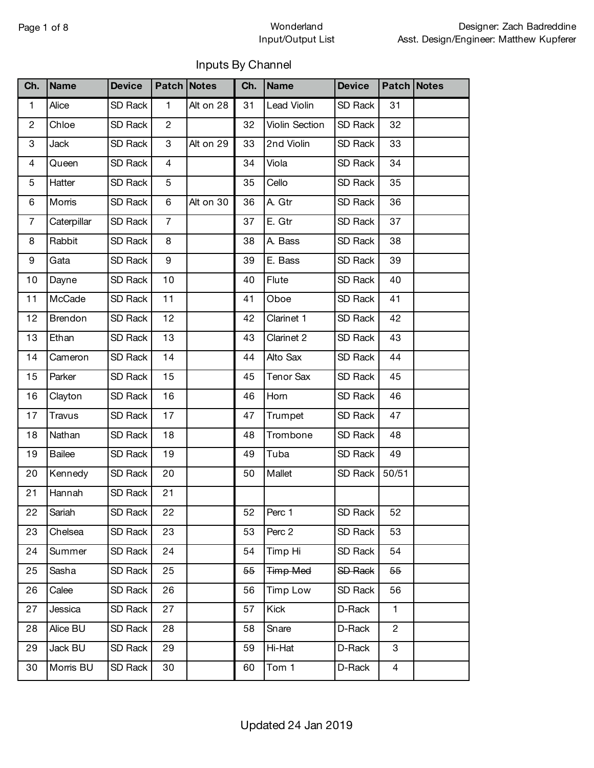Wonderland
Input/Output List

Designer: Zach Badreddine
Asst. Design/Engineer: Matthew Kupferer

## Inputs By Channel

| Ch. | Name | Device | Patch | Notes | Ch. | Name | Device | Patch | Notes |
|---|---|---|---|---|---|---|---|---|---|
| 1 | Alice | SD Rack | 1 | Alt on 28 | 31 | Lead Violin | SD Rack | 31 | |
| 2 | Chloe | SD Rack | 2 | | 32 | Violin Section | SD Rack | 32 | |
| 3 | Jack | SD Rack | 3 | Alt on 29 | 33 | 2nd Violin | SD Rack | 33 | |
| 4 | Queen | SD Rack | 4 | | 34 | Viola | SD Rack | 34 | |
| 5 | Hatter | SD Rack | 5 | | 35 | Cello | SD Rack | 35 | |
| 6 | Morris | SD Rack | 6 | Alt on 30 | 36 | A. Gtr | SD Rack | 36 | |
| 7 | Caterpillar | SD Rack | 7 | | 37 | E. Gtr | SD Rack | 37 | |
| 8 | Rabbit | SD Rack | 8 | | 38 | A. Bass | SD Rack | 38 | |
| 9 | Gata | SD Rack | 9 | | 39 | E. Bass | SD Rack | 39 | |
| 10 | Dayne | SD Rack | 10 | | 40 | Flute | SD Rack | 40 | |
| 11 | McCade | SD Rack | 11 | | 41 | Oboe | SD Rack | 41 | |
| 12 | Brendon | SD Rack | 12 | | 42 | Clarinet 1 | SD Rack | 42 | |
| 13 | Ethan | SD Rack | 13 | | 43 | Clarinet 2 | SD Rack | 43 | |
| 14 | Cameron | SD Rack | 14 | | 44 | Alto Sax | SD Rack | 44 | |
| 15 | Parker | SD Rack | 15 | | 45 | Tenor Sax | SD Rack | 45 | |
| 16 | Clayton | SD Rack | 16 | | 46 | Horn | SD Rack | 46 | |
| 17 | Travus | SD Rack | 17 | | 47 | Trumpet | SD Rack | 47 | |
| 18 | Nathan | SD Rack | 18 | | 48 | Trombone | SD Rack | 48 | |
| 19 | Bailee | SD Rack | 19 | | 49 | Tuba | SD Rack | 49 | |
| 20 | Kennedy | SD Rack | 20 | | 50 | Mallet | SD Rack | 50/51 | |
| 21 | Hannah | SD Rack | 21 | | | | | | |
| 22 | Sariah | SD Rack | 22 | | 52 | Perc 1 | SD Rack | 52 | |
| 23 | Chelsea | SD Rack | 23 | | 53 | Perc 2 | SD Rack | 53 | |
| 24 | Summer | SD Rack | 24 | | 54 | Timp Hi | SD Rack | 54 | |
| 25 | Sasha | SD Rack | 25 | | ~~55~~ | ~~Timp Med~~ | ~~SD Rack~~ | ~~55~~ | |
| 26 | Calee | SD Rack | 26 | | 56 | Timp Low | SD Rack | 56 | |
| 27 | Jessica | SD Rack | 27 | | 57 | Kick | D-Rack | 1 | |
| 28 | Alice BU | SD Rack | 28 | | 58 | Snare | D-Rack | 2 | |
| 29 | Jack BU | SD Rack | 29 | | 59 | Hi-Hat | D-Rack | 3 | |
| 30 | Morris BU | SD Rack | 30 | | 60 | Tom 1 | D-Rack | 4 | |

Updated 24 Jan 2019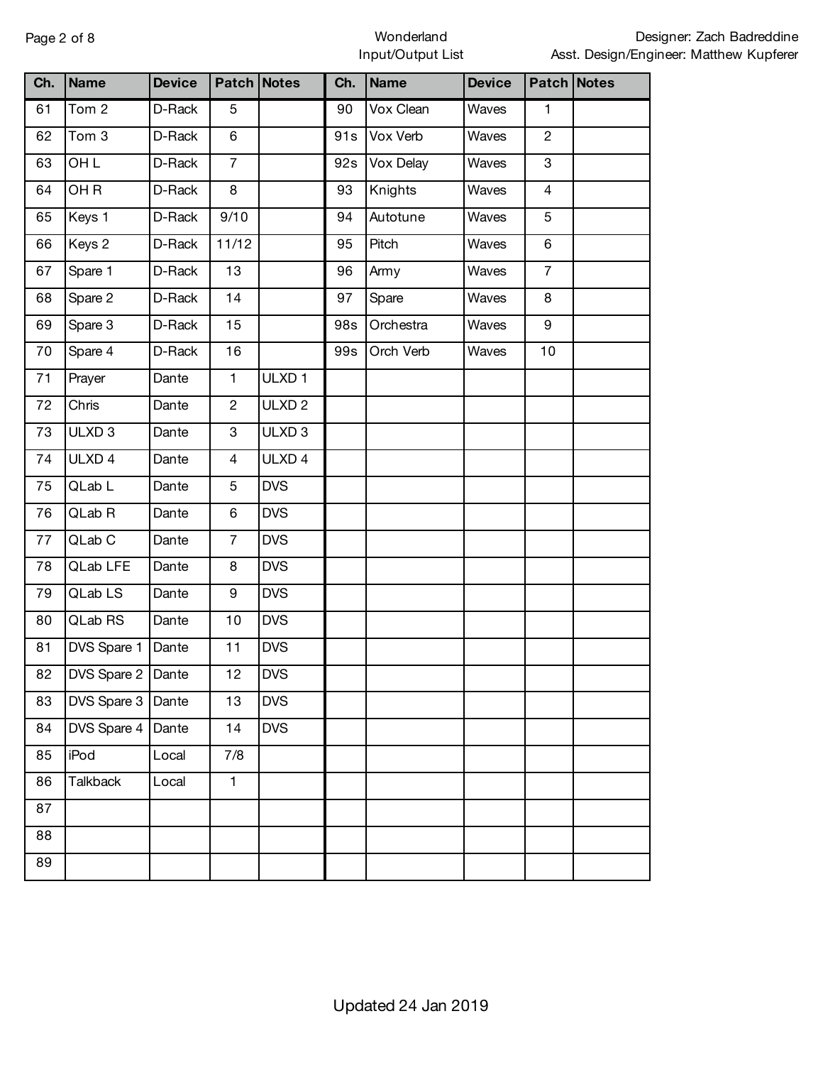Wonderland
Input/Output List

Designer: Zach Badreddine
Asst. Design/Engineer: Matthew Kupferer

| Ch. | Name | Device | Patch | Notes | Ch. | Name | Device | Patch | Notes |
|---|---|---|---|---|---|---|---|---|---|
| 61 | Tom 2 | D-Rack | 5 | | 90 | Vox Clean | Waves | 1 | |
| 62 | Tom 3 | D-Rack | 6 | | 91s | Vox Verb | Waves | 2 | |
| 63 | OH L | D-Rack | 7 | | 92s | Vox Delay | Waves | 3 | |
| 64 | OH R | D-Rack | 8 | | 93 | Knights | Waves | 4 | |
| 65 | Keys 1 | D-Rack | 9/10 | | 94 | Autotune | Waves | 5 | |
| 66 | Keys 2 | D-Rack | 11/12 | | 95 | Pitch | Waves | 6 | |
| 67 | Spare 1 | D-Rack | 13 | | 96 | Army | Waves | 7 | |
| 68 | Spare 2 | D-Rack | 14 | | 97 | Spare | Waves | 8 | |
| 69 | Spare 3 | D-Rack | 15 | | 98s | Orchestra | Waves | 9 | |
| 70 | Spare 4 | D-Rack | 16 | | 99s | Orch Verb | Waves | 10 | |
| 71 | Prayer | Dante | 1 | ULXD 1 | | | | | |
| 72 | Chris | Dante | 2 | ULXD 2 | | | | | |
| 73 | ULXD 3 | Dante | 3 | ULXD 3 | | | | | |
| 74 | ULXD 4 | Dante | 4 | ULXD 4 | | | | | |
| 75 | QLab L | Dante | 5 | DVS | | | | | |
| 76 | QLab R | Dante | 6 | DVS | | | | | |
| 77 | QLab C | Dante | 7 | DVS | | | | | |
| 78 | QLab LFE | Dante | 8 | DVS | | | | | |
| 79 | QLab LS | Dante | 9 | DVS | | | | | |
| 80 | QLab RS | Dante | 10 | DVS | | | | | |
| 81 | DVS Spare 1 | Dante | 11 | DVS | | | | | |
| 82 | DVS Spare 2 | Dante | 12 | DVS | | | | | |
| 83 | DVS Spare 3 | Dante | 13 | DVS | | | | | |
| 84 | DVS Spare 4 | Dante | 14 | DVS | | | | | |
| 85 | iPod | Local | 7/8 | | | | | | |
| 86 | Talkback | Local | 1 | | | | | | |
| 87 | | | | | | | | | |
| 88 | | | | | | | | | |
| 89 | | | | | | | | | |

Updated 24 Jan 2019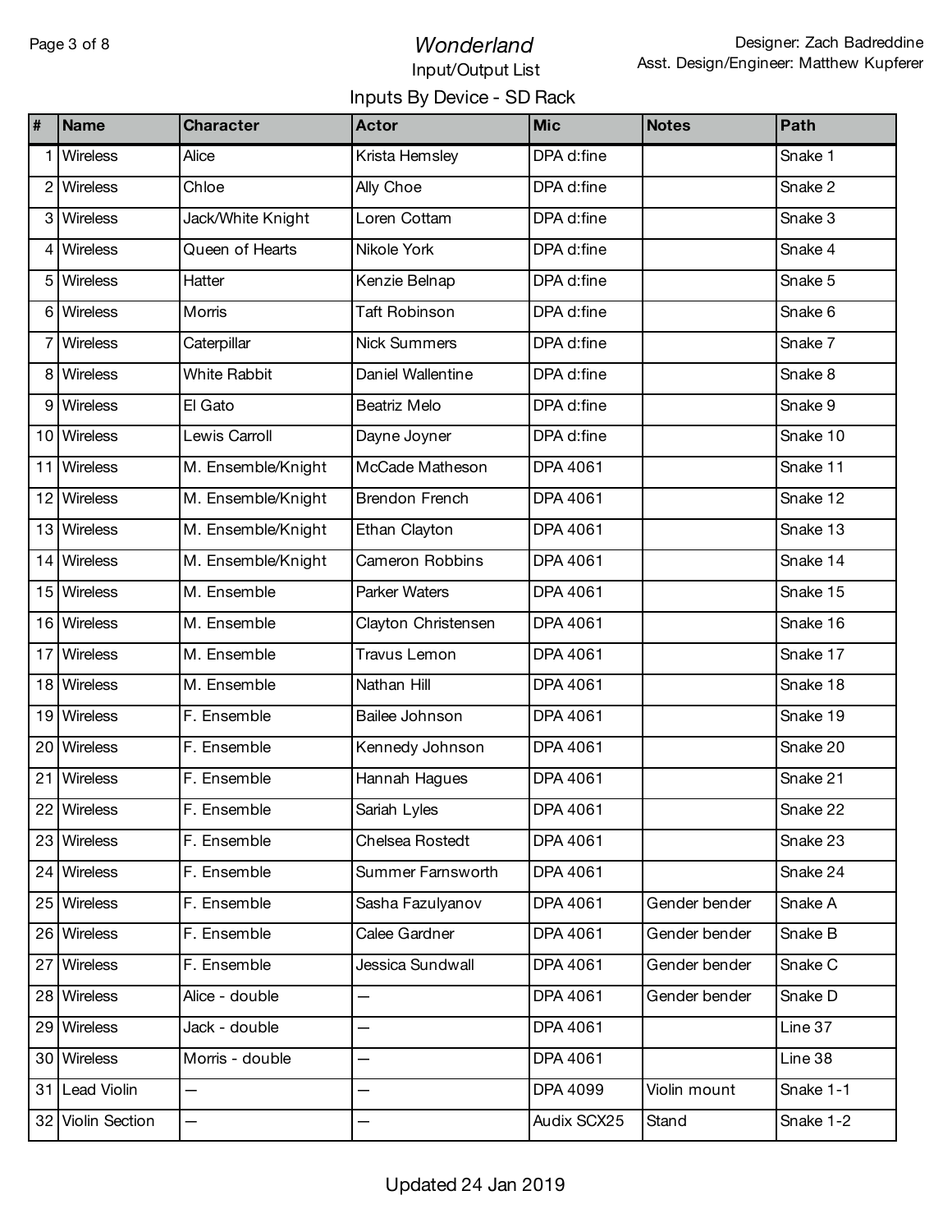# *Wonderland*

Input/Output List

Designer: Zach Badreddine
Asst. Design/Engineer: Matthew Kupferer

## Inputs By Device - SD Rack

| # | Name | Character | Actor | Mic | Notes | Path |
|---|---|---|---|---|---|---|
| 1 | Wireless | Alice | Krista Hemsley | DPA d:fine | | Snake 1 |
| 2 | Wireless | Chloe | Ally Choe | DPA d:fine | | Snake 2 |
| 3 | Wireless | Jack/White Knight | Loren Cottam | DPA d:fine | | Snake 3 |
| 4 | Wireless | Queen of Hearts | Nikole York | DPA d:fine | | Snake 4 |
| 5 | Wireless | Hatter | Kenzie Belnap | DPA d:fine | | Snake 5 |
| 6 | Wireless | Morris | Taft Robinson | DPA d:fine | | Snake 6 |
| 7 | Wireless | Caterpillar | Nick Summers | DPA d:fine | | Snake 7 |
| 8 | Wireless | White Rabbit | Daniel Wallentine | DPA d:fine | | Snake 8 |
| 9 | Wireless | El Gato | Beatriz Melo | DPA d:fine | | Snake 9 |
| 10 | Wireless | Lewis Carroll | Dayne Joyner | DPA d:fine | | Snake 10 |
| 11 | Wireless | M. Ensemble/Knight | McCade Matheson | DPA 4061 | | Snake 11 |
| 12 | Wireless | M. Ensemble/Knight | Brendon French | DPA 4061 | | Snake 12 |
| 13 | Wireless | M. Ensemble/Knight | Ethan Clayton | DPA 4061 | | Snake 13 |
| 14 | Wireless | M. Ensemble/Knight | Cameron Robbins | DPA 4061 | | Snake 14 |
| 15 | Wireless | M. Ensemble | Parker Waters | DPA 4061 | | Snake 15 |
| 16 | Wireless | M. Ensemble | Clayton Christensen | DPA 4061 | | Snake 16 |
| 17 | Wireless | M. Ensemble | Travus Lemon | DPA 4061 | | Snake 17 |
| 18 | Wireless | M. Ensemble | Nathan Hill | DPA 4061 | | Snake 18 |
| 19 | Wireless | F. Ensemble | Bailee Johnson | DPA 4061 | | Snake 19 |
| 20 | Wireless | F. Ensemble | Kennedy Johnson | DPA 4061 | | Snake 20 |
| 21 | Wireless | F. Ensemble | Hannah Hagues | DPA 4061 | | Snake 21 |
| 22 | Wireless | F. Ensemble | Sariah Lyles | DPA 4061 | | Snake 22 |
| 23 | Wireless | F. Ensemble | Chelsea Rostedt | DPA 4061 | | Snake 23 |
| 24 | Wireless | F. Ensemble | Summer Farnsworth | DPA 4061 | | Snake 24 |
| 25 | Wireless | F. Ensemble | Sasha Fazulyanov | DPA 4061 | Gender bender | Snake A |
| 26 | Wireless | F. Ensemble | Calee Gardner | DPA 4061 | Gender bender | Snake B |
| 27 | Wireless | F. Ensemble | Jessica Sundwall | DPA 4061 | Gender bender | Snake C |
| 28 | Wireless | Alice - double | — | DPA 4061 | Gender bender | Snake D |
| 29 | Wireless | Jack - double | — | DPA 4061 | | Line 37 |
| 30 | Wireless | Morris - double | — | DPA 4061 | | Line 38 |
| 31 | Lead Violin | — | — | DPA 4099 | Violin mount | Snake 1-1 |
| 32 | Violin Section | — | — | Audix SCX25 | Stand | Snake 1-2 |

Updated 24 Jan 2019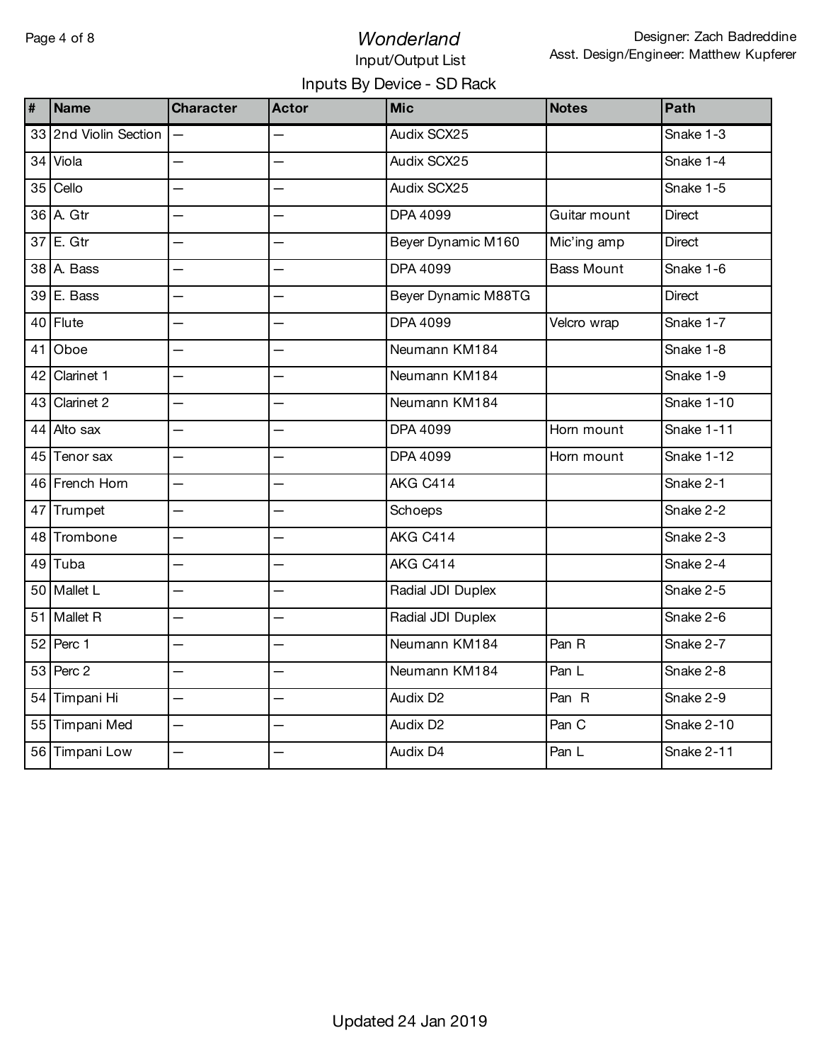# *Wonderland*

Input/Output List

Designer: Zach Badreddine
Asst. Design/Engineer: Matthew Kupferer

## Inputs By Device - SD Rack

| # | Name | Character | Actor | Mic | Notes | Path |
|---|---|---|---|---|---|---|
| 33 | 2nd Violin Section | — | — | Audix SCX25 | | Snake 1-3 |
| 34 | Viola | — | — | Audix SCX25 | | Snake 1-4 |
| 35 | Cello | — | — | Audix SCX25 | | Snake 1-5 |
| 36 | A. Gtr | — | — | DPA 4099 | Guitar mount | Direct |
| 37 | E. Gtr | — | — | Beyer Dynamic M160 | Mic'ing amp | Direct |
| 38 | A. Bass | — | — | DPA 4099 | Bass Mount | Snake 1-6 |
| 39 | E. Bass | — | — | Beyer Dynamic M88TG | | Direct |
| 40 | Flute | — | — | DPA 4099 | Velcro wrap | Snake 1-7 |
| 41 | Oboe | — | — | Neumann KM184 | | Snake 1-8 |
| 42 | Clarinet 1 | — | — | Neumann KM184 | | Snake 1-9 |
| 43 | Clarinet 2 | — | — | Neumann KM184 | | Snake 1-10 |
| 44 | Alto sax | — | — | DPA 4099 | Horn mount | Snake 1-11 |
| 45 | Tenor sax | — | — | DPA 4099 | Horn mount | Snake 1-12 |
| 46 | French Horn | — | — | AKG C414 | | Snake 2-1 |
| 47 | Trumpet | — | — | Schoeps | | Snake 2-2 |
| 48 | Trombone | — | — | AKG C414 | | Snake 2-3 |
| 49 | Tuba | — | — | AKG C414 | | Snake 2-4 |
| 50 | Mallet L | — | — | Radial JDI Duplex | | Snake 2-5 |
| 51 | Mallet R | — | — | Radial JDI Duplex | | Snake 2-6 |
| 52 | Perc 1 | — | — | Neumann KM184 | Pan R | Snake 2-7 |
| 53 | Perc 2 | — | — | Neumann KM184 | Pan L | Snake 2-8 |
| 54 | Timpani Hi | — | — | Audix D2 | Pan R | Snake 2-9 |
| 55 | Timpani Med | — | — | Audix D2 | Pan C | Snake 2-10 |
| 56 | Timpani Low | — | — | Audix D4 | Pan L | Snake 2-11 |

Updated 24 Jan 2019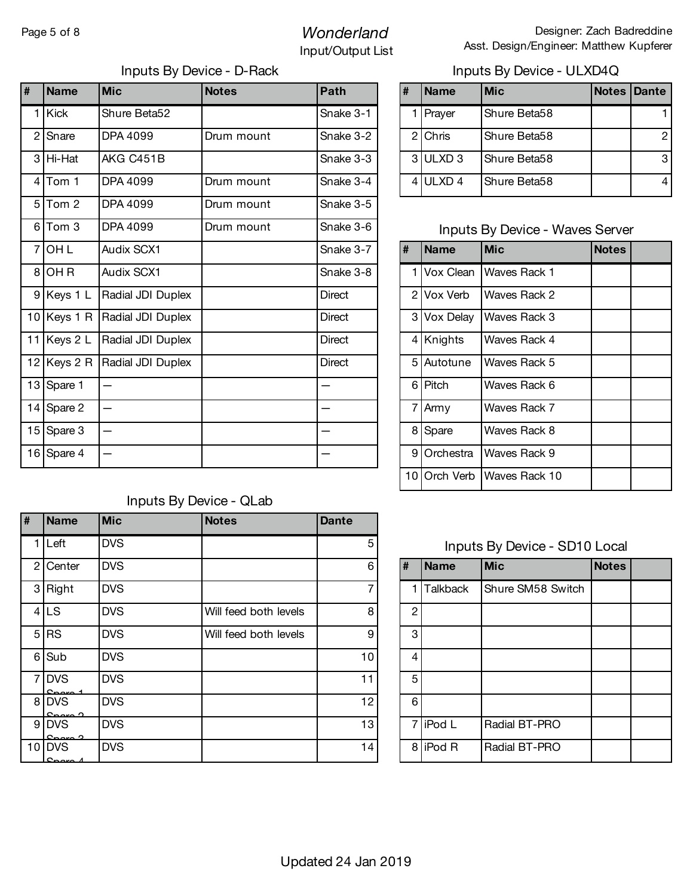# Wonderland

Input/Output List

Designer: Zach Badreddine
Asst. Design/Engineer: Matthew Kupferer

## Inputs By Device - D-Rack

| # | Name | Mic | Notes | Path |
|---|---|---|---|---|
| 1 | Kick | Shure Beta52 | | Snake 3-1 |
| 2 | Snare | DPA 4099 | Drum mount | Snake 3-2 |
| 3 | Hi-Hat | AKG C451B | | Snake 3-3 |
| 4 | Tom 1 | DPA 4099 | Drum mount | Snake 3-4 |
| 5 | Tom 2 | DPA 4099 | Drum mount | Snake 3-5 |
| 6 | Tom 3 | DPA 4099 | Drum mount | Snake 3-6 |
| 7 | OH L | Audix SCX1 | | Snake 3-7 |
| 8 | OH R | Audix SCX1 | | Snake 3-8 |
| 9 | Keys 1 L | Radial JDI Duplex | | Direct |
| 10 | Keys 1 R | Radial JDI Duplex | | Direct |
| 11 | Keys 2 L | Radial JDI Duplex | | Direct |
| 12 | Keys 2 R | Radial JDI Duplex | | Direct |
| 13 | Spare 1 | — | | — |
| 14 | Spare 2 | — | | — |
| 15 | Spare 3 | — | | — |
| 16 | Spare 4 | — | | — |

## Inputs By Device - QLab

| # | Name | Mic | Notes | Dante |
|---|---|---|---|---|
| 1 | Left | DVS | | 5 |
| 2 | Center | DVS | | 6 |
| 3 | Right | DVS | | 7 |
| 4 | LS | DVS | Will feed both levels | 8 |
| 5 | RS | DVS | Will feed both levels | 9 |
| 6 | Sub | DVS | | 10 |
| 7 | DVS Spare 1 | DVS | | 11 |
| 8 | DVS Spare 2 | DVS | | 12 |
| 9 | DVS Spare 3 | DVS | | 13 |
| 10 | DVS Spare 4 | DVS | | 14 |

## Inputs By Device - ULXD4Q

| # | Name | Mic | Notes | Dante |
|---|---|---|---|---|
| 1 | Prayer | Shure Beta58 | | 1 |
| 2 | Chris | Shure Beta58 | | 2 |
| 3 | ULXD 3 | Shure Beta58 | | 3 |
| 4 | ULXD 4 | Shure Beta58 | | 4 |

## Inputs By Device - Waves Server

| # | Name | Mic | Notes | |
|---|---|---|---|---|
| 1 | Vox Clean | Waves Rack 1 | | |
| 2 | Vox Verb | Waves Rack 2 | | |
| 3 | Vox Delay | Waves Rack 3 | | |
| 4 | Knights | Waves Rack 4 | | |
| 5 | Autotune | Waves Rack 5 | | |
| 6 | Pitch | Waves Rack 6 | | |
| 7 | Army | Waves Rack 7 | | |
| 8 | Spare | Waves Rack 8 | | |
| 9 | Orchestra | Waves Rack 9 | | |
| 10 | Orch Verb | Waves Rack 10 | | |

## Inputs By Device - SD10 Local

| # | Name | Mic | Notes | |
|---|---|---|---|---|
| 1 | Talkback | Shure SM58 Switch | | |
| 2 | | | | |
| 3 | | | | |
| 4 | | | | |
| 5 | | | | |
| 6 | | | | |
| 7 | iPod L | Radial BT-PRO | | |
| 8 | iPod R | Radial BT-PRO | | |

Updated 24 Jan 2019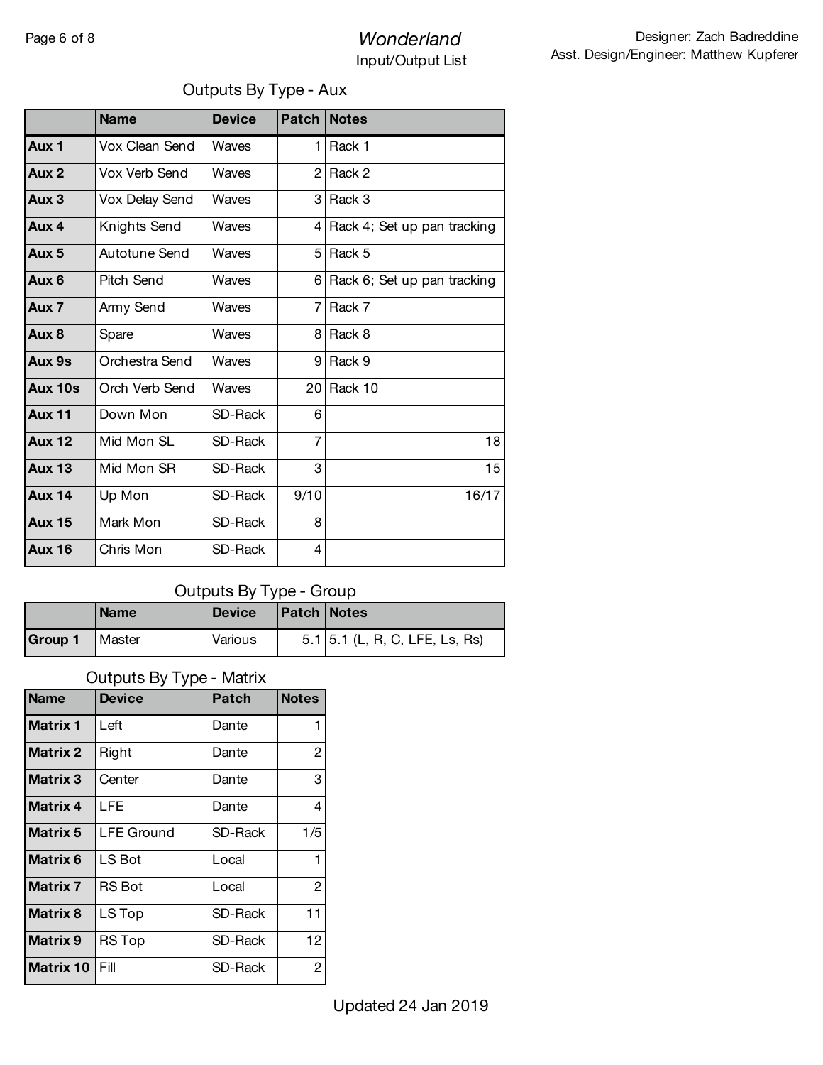## Outputs By Type - Aux

| | Name | Device | Patch | Notes |
|---|---|---|---|---|
| **Aux 1** | Vox Clean Send | Waves | 1 | Rack 1 |
| **Aux 2** | Vox Verb Send | Waves | 2 | Rack 2 |
| **Aux 3** | Vox Delay Send | Waves | 3 | Rack 3 |
| **Aux 4** | Knights Send | Waves | 4 | Rack 4; Set up pan tracking |
| **Aux 5** | Autotune Send | Waves | 5 | Rack 5 |
| **Aux 6** | Pitch Send | Waves | 6 | Rack 6; Set up pan tracking |
| **Aux 7** | Army Send | Waves | 7 | Rack 7 |
| **Aux 8** | Spare | Waves | 8 | Rack 8 |
| **Aux 9s** | Orchestra Send | Waves | 9 | Rack 9 |
| **Aux 10s** | Orch Verb Send | Waves | 20 | Rack 10 |
| **Aux 11** | Down Mon | SD-Rack | 6 | |
| **Aux 12** | Mid Mon SL | SD-Rack | 7 | 18 |
| **Aux 13** | Mid Mon SR | SD-Rack | 3 | 15 |
| **Aux 14** | Up Mon | SD-Rack | 9/10 | 16/17 |
| **Aux 15** | Mark Mon | SD-Rack | 8 | |
| **Aux 16** | Chris Mon | SD-Rack | 4 | |

## Outputs By Type - Group

| | Name | Device | Patch | Notes |
|---|---|---|---|---|
| **Group 1** | Master | Various | 5.1 | 5.1 (L, R, C, LFE, Ls, Rs) |

## Outputs By Type - Matrix

| Name | Device | Patch | Notes |
|---|---|---|---|
| **Matrix 1** | Left | Dante | 1 |
| **Matrix 2** | Right | Dante | 2 |
| **Matrix 3** | Center | Dante | 3 |
| **Matrix 4** | LFE | Dante | 4 |
| **Matrix 5** | LFE Ground | SD-Rack | 1/5 |
| **Matrix 6** | LS Bot | Local | 1 |
| **Matrix 7** | RS Bot | Local | 2 |
| **Matrix 8** | LS Top | SD-Rack | 11 |
| **Matrix 9** | RS Top | SD-Rack | 12 |
| **Matrix 10** | Fill | SD-Rack | 2 |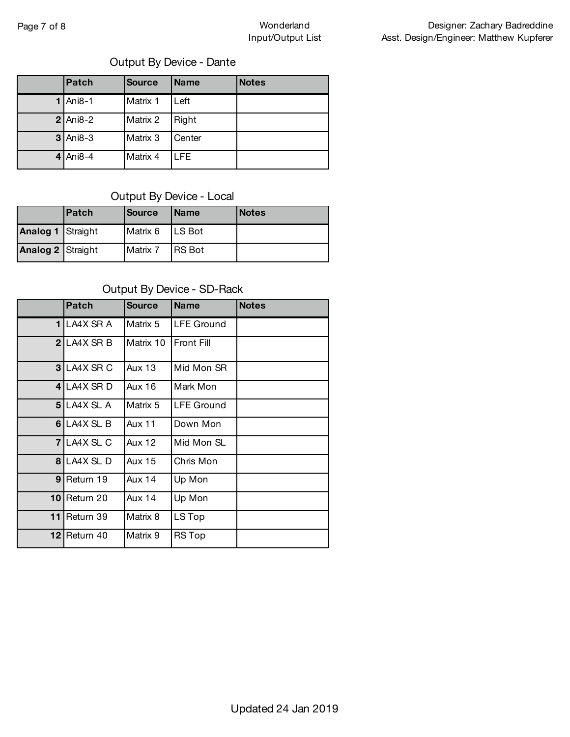## Output By Device - Dante

| | Patch | Source | Name | Notes |
|---|---|---|---|---|
| 1 | Ani8-1 | Matrix 1 | Left | |
| 2 | Ani8-2 | Matrix 2 | Right | |
| 3 | Ani8-3 | Matrix 3 | Center | |
| 4 | Ani8-4 | Matrix 4 | LFE | |

## Output By Device - Local

| | Patch | Source | Name | Notes |
|---|---|---|---|---|
| **Analog 1** | Straight | Matrix 6 | LS Bot | |
| **Analog 2** | Straight | Matrix 7 | RS Bot | |

## Output By Device - SD-Rack

| | Patch | Source | Name | Notes |
|---|---|---|---|---|
| 1 | LA4X SR A | Matrix 5 | LFE Ground | |
| 2 | LA4X SR B | Matrix 10 | Front Fill | |
| 3 | LA4X SR C | Aux 13 | Mid Mon SR | |
| 4 | LA4X SR D | Aux 16 | Mark Mon | |
| 5 | LA4X SL A | Matrix 5 | LFE Ground | |
| 6 | LA4X SL B | Aux 11 | Down Mon | |
| 7 | LA4X SL C | Aux 12 | Mid Mon SL | |
| 8 | LA4X SL D | Aux 15 | Chris Mon | |
| 9 | Return 19 | Aux 14 | Up Mon | |
| 10 | Return 20 | Aux 14 | Up Mon | |
| 11 | Return 39 | Matrix 8 | LS Top | |
| 12 | Return 40 | Matrix 9 | RS Top | |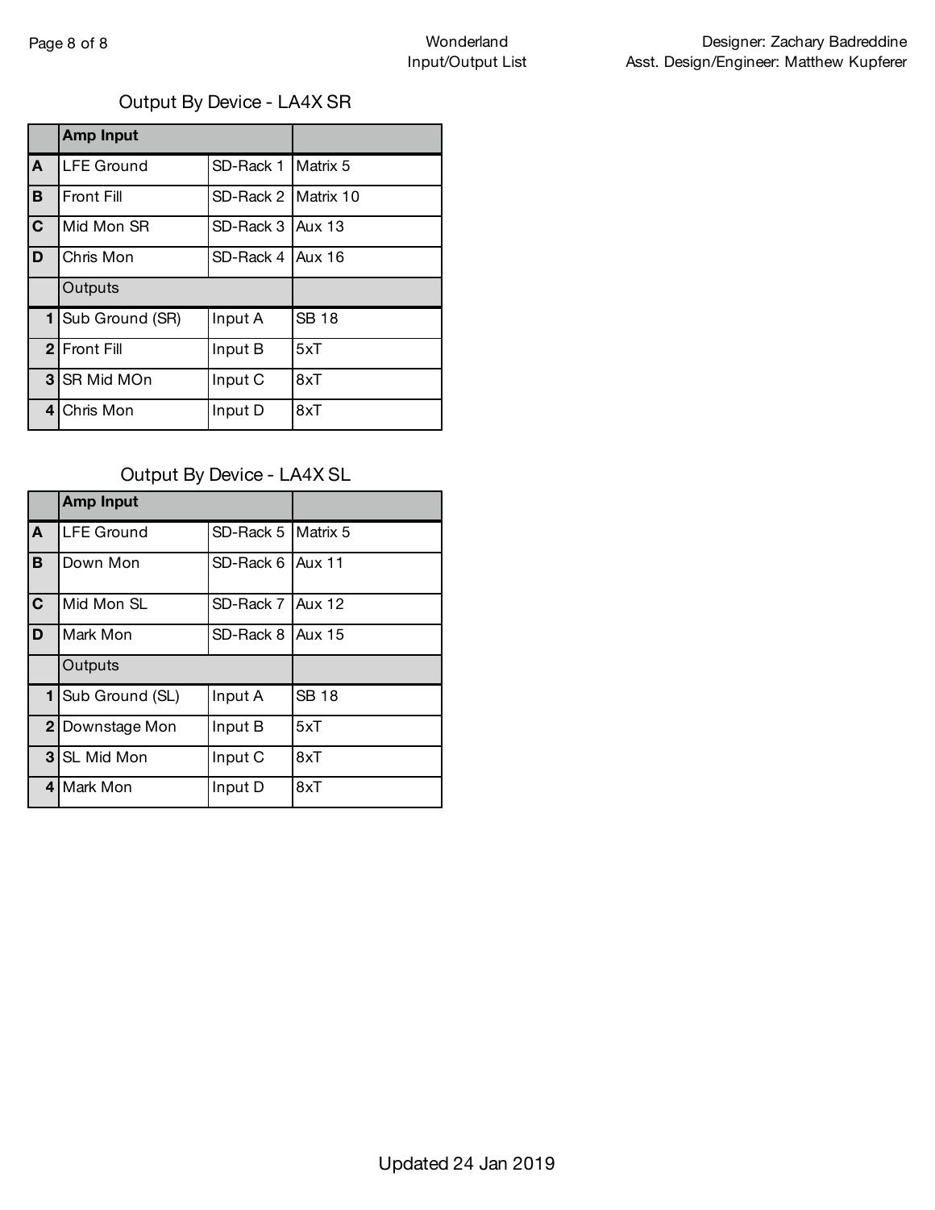## Output By Device - LA4X SR

| | Amp Input | | |
|---|---|---|---|
| A | LFE Ground | SD-Rack 1 | Matrix 5 |
| B | Front Fill | SD-Rack 2 | Matrix 10 |
| C | Mid Mon SR | SD-Rack 3 | Aux 13 |
| D | Chris Mon | SD-Rack 4 | Aux 16 |
| | Outputs | | |
| 1 | Sub Ground (SR) | Input A | SB 18 |
| 2 | Front Fill | Input B | 5xT |
| 3 | SR Mid MOn | Input C | 8xT |
| 4 | Chris Mon | Input D | 8xT |

## Output By Device - LA4X SL

| | Amp Input | | |
|---|---|---|---|
| A | LFE Ground | SD-Rack 5 | Matrix 5 |
| B | Down Mon | SD-Rack 6 | Aux 11 |
| C | Mid Mon SL | SD-Rack 7 | Aux 12 |
| D | Mark Mon | SD-Rack 8 | Aux 15 |
| | Outputs | | |
| 1 | Sub Ground (SL) | Input A | SB 18 |
| 2 | Downstage Mon | Input B | 5xT |
| 3 | SL Mid Mon | Input C | 8xT |
| 4 | Mark Mon | Input D | 8xT |